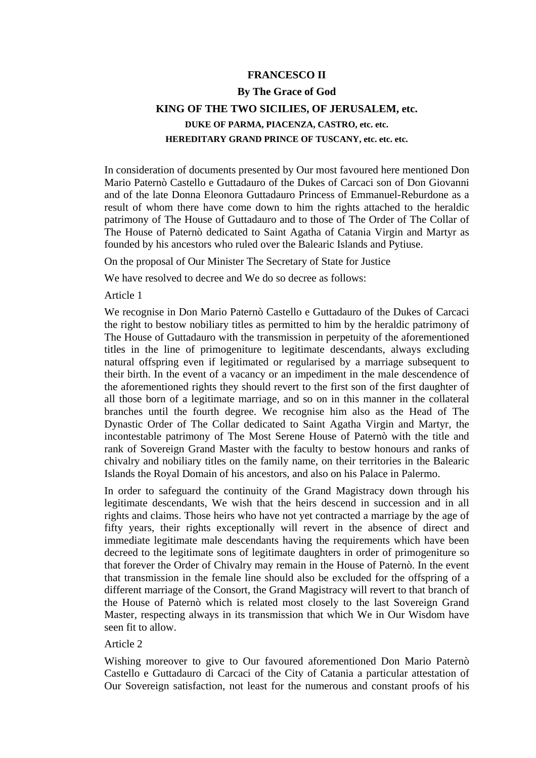**FRANCESCO II**

**By The Grace of God**

**KING OF THE TWO SICILIES, OF JERUSALEM, etc.**

**DUKE OF PARMA, PIACENZA, CASTRO, etc. etc.**

**HEREDITARY GRAND PRINCE OF TUSCANY, etc. etc. etc.**

In consideration of documents presented by Our most favoured here mentioned Don Mario Paternò Castello e Guttadauro of the Dukes of Carcaci son of Don Giovanni and of the late Donna Eleonora Guttadauro Princess of Emmanuel-Reburdone as a result of whom there have come down to him the rights attached to the heraldic patrimony of The House of Guttadauro and to those of The Order of The Collar of The House of Paternò dedicated to Saint Agatha of Catania Virgin and Martyr as founded by his ancestors who ruled over the Balearic Islands and Pytiuse.

On the proposal of Our Minister The Secretary of State for Justice

We have resolved to decree and We do so decree as follows:

Article 1

We recognise in Don Mario Paternò Castello e Guttadauro of the Dukes of Carcaci the right to bestow nobiliary titles as permitted to him by the heraldic patrimony of The House of Guttadauro with the transmission in perpetuity of the aforementioned titles in the line of primogeniture to legitimate descendants, always excluding natural offspring even if legitimated or regularised by a marriage subsequent to their birth. In the event of a vacancy or an impediment in the male descendence of the aforementioned rights they should revert to the first son of the first daughter of all those born of a legitimate marriage, and so on in this manner in the collateral branches until the fourth degree. We recognise him also as the Head of The Dynastic Order of The Collar dedicated to Saint Agatha Virgin and Martyr, the incontestable patrimony of The Most Serene House of Paternò with the title and rank of Sovereign Grand Master with the faculty to bestow honours and ranks of chivalry and nobiliary titles on the family name, on their territories in the Balearic Islands the Royal Domain of his ancestors, and also on his Palace in Palermo.

In order to safeguard the continuity of the Grand Magistracy down through his legitimate descendants, We wish that the heirs descend in succession and in all rights and claims. Those heirs who have not yet contracted a marriage by the age of fifty years, their rights exceptionally will revert in the absence of direct and immediate legitimate male descendants having the requirements which have been decreed to the legitimate sons of legitimate daughters in order of primogeniture so that forever the Order of Chivalry may remain in the House of Paternò. In the event that transmission in the female line should also be excluded for the offspring of a different marriage of the Consort, the Grand Magistracy will revert to that branch of the House of Paternò which is related most closely to the last Sovereign Grand Master, respecting always in its transmission that which We in Our Wisdom have seen fit to allow.

Article 2

Wishing moreover to give to Our favoured aforementioned Don Mario Paternò Castello e Guttadauro di Carcaci of the City of Catania a particular attestation of Our Sovereign satisfaction, not least for the numerous and constant proofs of his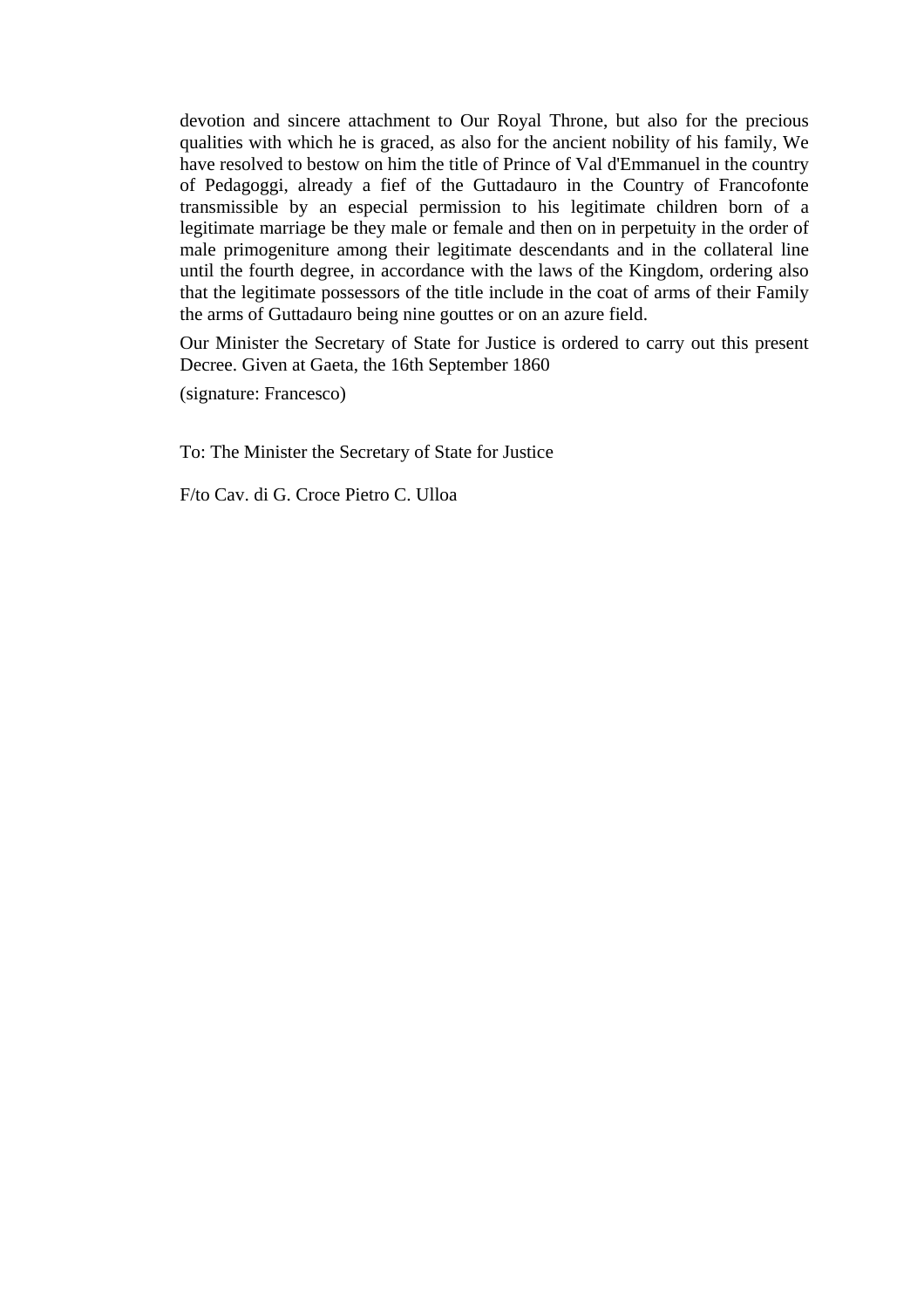devotion and sincere attachment to Our Royal Throne, but also for the precious qualities with which he is graced, as also for the ancient nobility of his family, We have resolved to bestow on him the title of Prince of Val d'Emmanuel in the country of Pedagoggi, already a fief of the Guttadauro in the Country of Francofonte transmissible by an especial permission to his legitimate children born of a legitimate marriage be they male or female and then on in perpetuity in the order of male primogeniture among their legitimate descendants and in the collateral line until the fourth degree, in accordance with the laws of the Kingdom, ordering also that the legitimate possessors of the title include in the coat of arms of their Family the arms of Guttadauro being nine gouttes or on an azure field.

Our Minister the Secretary of State for Justice is ordered to carry out this present Decree. Given at Gaeta, the 16th September 1860

(signature: Francesco)

To: The Minister the Secretary of State for Justice

F/to Cav. di G. Croce Pietro C. Ulloa